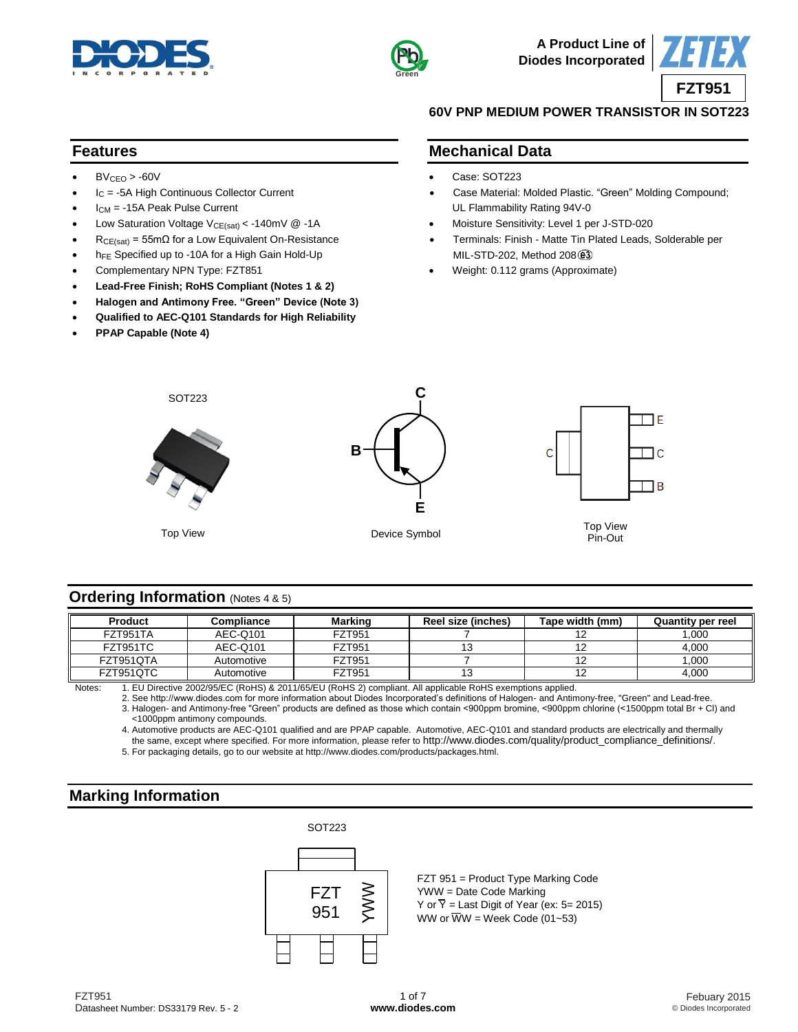A Product Line of Diodes Incorporated

# FZT951

## 60V PNP MEDIUM POWER TRANSISTOR IN SOT223

## Features

- $BV_{CEO}$ > -60V
- $I_C$ = -5A High Continuous Collector Current
- $I_{CM}$ = -15A Peak Pulse Current
- Low Saturation Voltage $V_{CE(sat)}$ < -140mV @ -1A
- $R_{CE(sat)}$ = 55mΩ for a Low Equivalent On-Resistance
- $h_{FE}$ Specified up to -10A for a High Gain Hold-Up
- Complementary NPN Type: FZT851
- **Lead-Free Finish; RoHS Compliant (Notes 1 & 2)**
- **Halogen and Antimony Free. "Green" Device (Note 3)**
- **Qualified to AEC-Q101 Standards for High Reliability**
- **PPAP Capable (Note 4)**

## Mechanical Data

- Case: SOT223
- Case Material: Molded Plastic. "Green" Molding Compound; UL Flammability Rating 94V-0
- Moisture Sensitivity: Level 1 per J-STD-020
- Terminals: Finish - Matte Tin Plated Leads, Solderable per MIL-STD-202, Method 208 (e3)
- Weight: 0.112 grams (Approximate)

SOT223

Top View

Device Symbol

Top View Pin-Out

## Ordering Information (Notes 4 & 5)

| Product | Compliance | Marking | Reel size (inches) | Tape width (mm) | Quantity per reel |
|---|---|---|---|---|---|
| FZT951TA | AEC-Q101 | FZT951 | 7 | 12 | 1,000 |
| FZT951TC | AEC-Q101 | FZT951 | 13 | 12 | 4,000 |
| FZT951QTA | Automotive | FZT951 | 7 | 12 | 1,000 |
| FZT951QTC | Automotive | FZT951 | 13 | 12 | 4,000 |

Notes:
1. EU Directive 2002/95/EC (RoHS) & 2011/65/EU (RoHS 2) compliant. All applicable RoHS exemptions applied.
2. See http://www.diodes.com for more information about Diodes Incorporated's definitions of Halogen- and Antimony-free, "Green" and Lead-free.
3. Halogen- and Antimony-free "Green" products are defined as those which contain <900ppm bromine, <900ppm chlorine (<1500ppm total Br + Cl) and <1000ppm antimony compounds.
4. Automotive products are AEC-Q101 qualified and are PPAP capable. Automotive, AEC-Q101 and standard products are electrically and thermally the same, except where specified. For more information, please refer to http://www.diodes.com/quality/product_compliance_definitions/.
5. For packaging details, go to our website at http://www.diodes.com/products/packages.html.

## Marking Information

SOT223

FZT 951 = Product Type Marking Code
YWW = Date Code Marking
Y or $\overline{Y}$ = Last Digit of Year (ex: 5= 2015)
WW or $\overline{WW}$ = Week Code (01~53)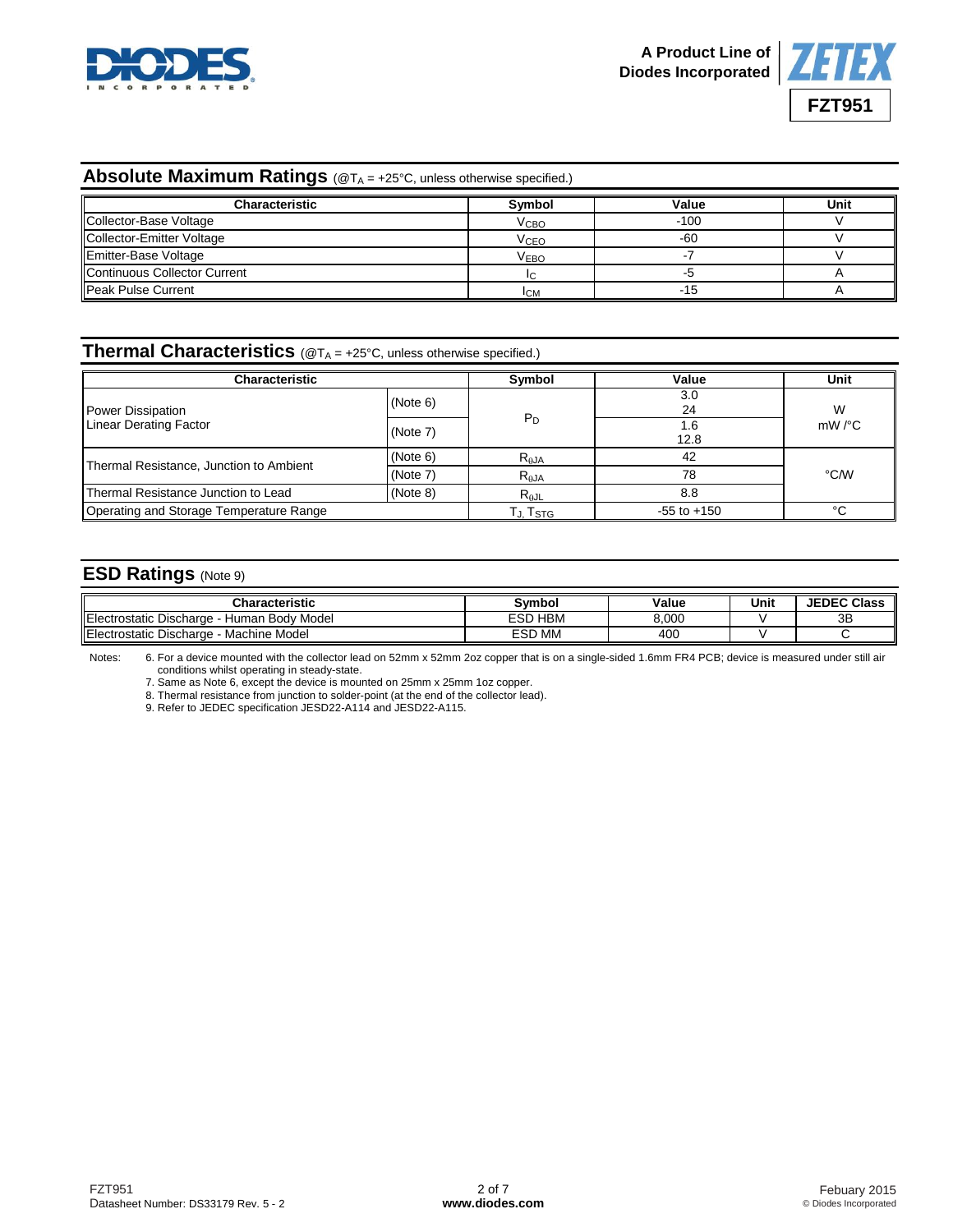## Absolute Maximum Ratings (@$T_A$ = +25°C, unless otherwise specified.)

| Characteristic | Symbol | Value | Unit |
|---|---|---|---|
| Collector-Base Voltage | $V_{CBO}$ | -100 | V |
| Collector-Emitter Voltage | $V_{CEO}$ | -60 | V |
| Emitter-Base Voltage | $V_{EBO}$ | -7 | V |
| Continuous Collector Current | $I_C$ | -5 | A |
| Peak Pulse Current | $I_{CM}$ | -15 | A |

## Thermal Characteristics (@$T_A$ = +25°C, unless otherwise specified.)

| Characteristic | | Symbol | Value | Unit |
|---|---|---|---|---|
| Power Dissipation<br>Linear Derating Factor | (Note 6) | $P_D$ | 3.0<br>24 | W<br>mW /°C |
| | (Note 7) | | 1.6<br>12.8 | |
| Thermal Resistance, Junction to Ambient | (Note 6) | $R_{\theta JA}$ | 42 | °C/W |
| | (Note 7) | $R_{\theta JA}$ | 78 | |
| Thermal Resistance Junction to Lead | (Note 8) | $R_{\theta JL}$ | 8.8 | |
| Operating and Storage Temperature Range | | $T_J, T_{STG}$ | -55 to +150 | °C |

## ESD Ratings (Note 9)

| Characteristic | Symbol | Value | Unit | JEDEC Class |
|---|---|---|---|---|
| Electrostatic Discharge - Human Body Model | ESD HBM | 8,000 | V | 3B |
| Electrostatic Discharge - Machine Model | ESD MM | 400 | V | C |

Notes:
6. For a device mounted with the collector lead on 52mm x 52mm 2oz copper that is on a single-sided 1.6mm FR4 PCB; device is measured under still air conditions whilst operating in steady-state.
7. Same as Note 6, except the device is mounted on 25mm x 25mm 1oz copper.
8. Thermal resistance from junction to solder-point (at the end of the collector lead).
9. Refer to JEDEC specification JESD22-A114 and JESD22-A115.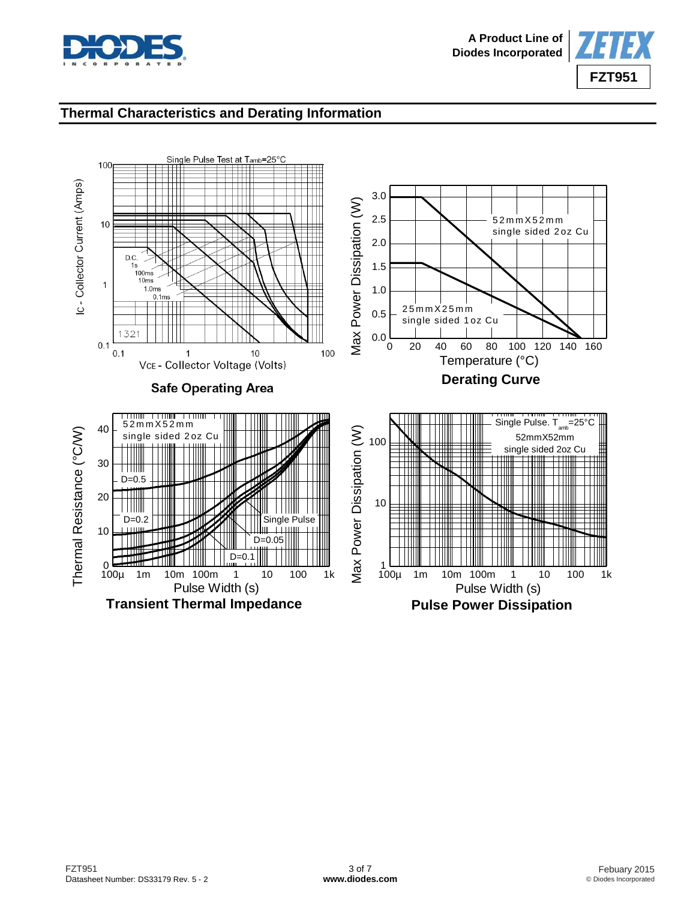## Thermal Characteristics and Derating Information

**Safe Operating Area**

**Derating Curve**

**Transient Thermal Impedance**

**Pulse Power Dissipation**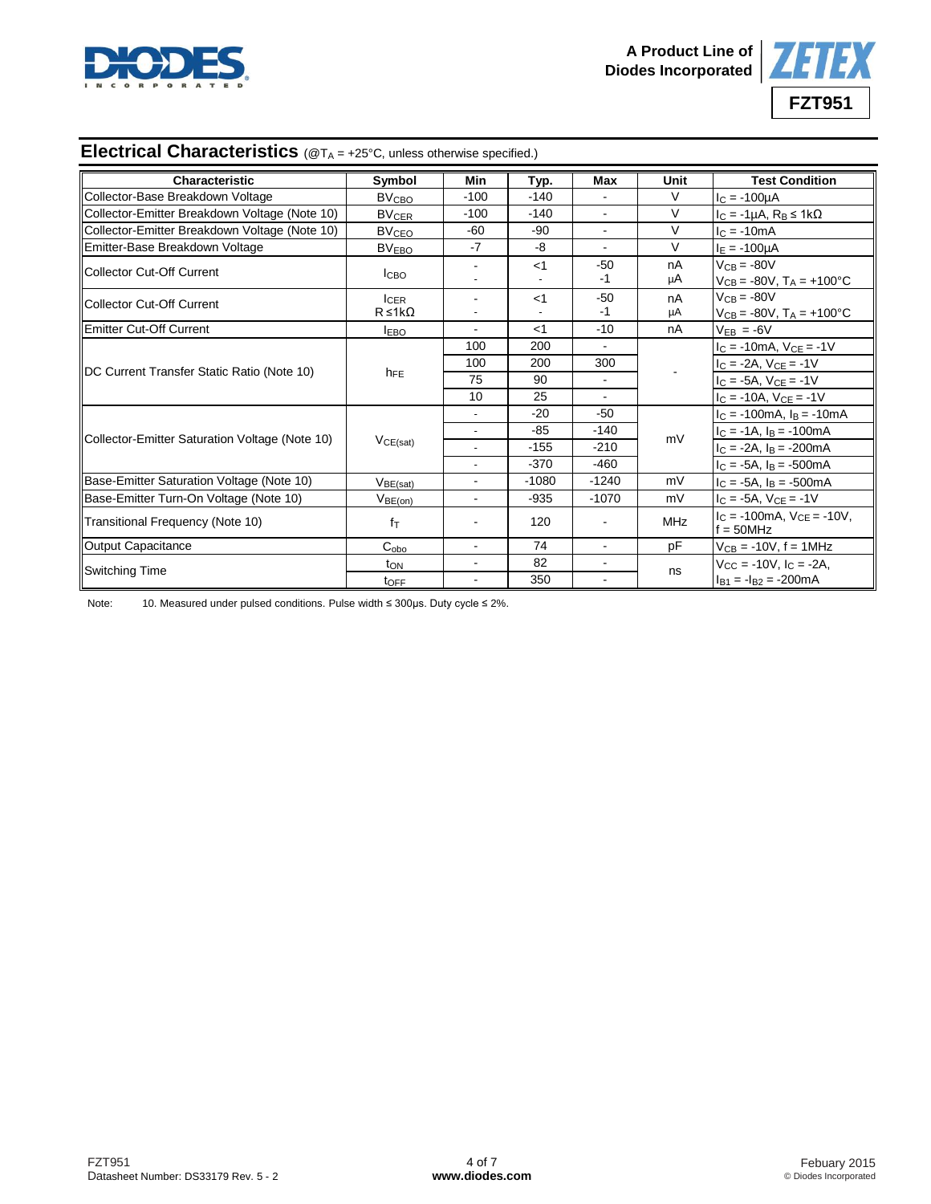## Electrical Characteristics (@$T_A$ = +25°C, unless otherwise specified.)

| Characteristic | Symbol | Min | Typ. | Max | Unit | Test Condition |
|---|---|---|---|---|---|---|
| Collector-Base Breakdown Voltage | $BV_{CBO}$ | -100 | -140 | - | V | $I_C$ = -100µA |
| Collector-Emitter Breakdown Voltage (Note 10) | $BV_{CER}$ | -100 | -140 | - | V | $I_C$ = -1µA, $R_B$ ≤ 1kΩ |
| Collector-Emitter Breakdown Voltage (Note 10) | $BV_{CEO}$ | -60 | -90 | - | V | $I_C$ = -10mA |
| Emitter-Base Breakdown Voltage | $BV_{EBO}$ | -7 | -8 | - | V | $I_E$ = -100µA |
| Collector Cut-Off Current | $I_{CBO}$ | - | <1 | -50 | nA | $V_{CB}$ = -80V |
| | | - | - | -1 | µA | $V_{CB}$ = -80V, $T_A$ = +100°C |
| Collector Cut-Off Current | $I_{CER}$ R ≤1kΩ | - | <1 | -50 | nA | $V_{CB}$ = -80V |
| | | - | - | -1 | µA | $V_{CB}$ = -80V, $T_A$ = +100°C |
| Emitter Cut-Off Current | $I_{EBO}$ | - | <1 | -10 | nA | $V_{EB}$ = -6V |
| DC Current Transfer Static Ratio (Note 10) | $h_{FE}$ | 100 | 200 | - | - | $I_C$ = -10mA, $V_{CE}$ = -1V |
| | | 100 | 200 | 300 | | $I_C$ = -2A, $V_{CE}$ = -1V |
| | | 75 | 90 | - | | $I_C$ = -5A, $V_{CE}$ = -1V |
| | | 10 | 25 | - | | $I_C$ = -10A, $V_{CE}$ = -1V |
| Collector-Emitter Saturation Voltage (Note 10) | $V_{CE(sat)}$ | - | -20 | -50 | mV | $I_C$ = -100mA, $I_B$ = -10mA |
| | | - | -85 | -140 | | $I_C$ = -1A, $I_B$ = -100mA |
| | | - | -155 | -210 | | $I_C$ = -2A, $I_B$ = -200mA |
| | | - | -370 | -460 | | $I_C$ = -5A, $I_B$ = -500mA |
| Base-Emitter Saturation Voltage (Note 10) | $V_{BE(sat)}$ | - | -1080 | -1240 | mV | $I_C$ = -5A, $I_B$ = -500mA |
| Base-Emitter Turn-On Voltage (Note 10) | $V_{BE(on)}$ | - | -935 | -1070 | mV | $I_C$ = -5A, $V_{CE}$ = -1V |
| Transitional Frequency (Note 10) | $f_T$ | - | 120 | - | MHz | $I_C$ = -100mA, $V_{CE}$ = -10V, f = 50MHz |
| Output Capacitance | $C_{obo}$ | - | 74 | - | pF | $V_{CB}$ = -10V, f = 1MHz |
| Switching Time | $t_{ON}$ | - | 82 | - | ns | $V_{CC}$ = -10V, $I_C$ = -2A, |
| | $t_{OFF}$ | - | 350 | - | | $I_{B1}$ = -$I_{B2}$ = -200mA |

Note: 10. Measured under pulsed conditions. Pulse width ≤ 300µs. Duty cycle ≤ 2%.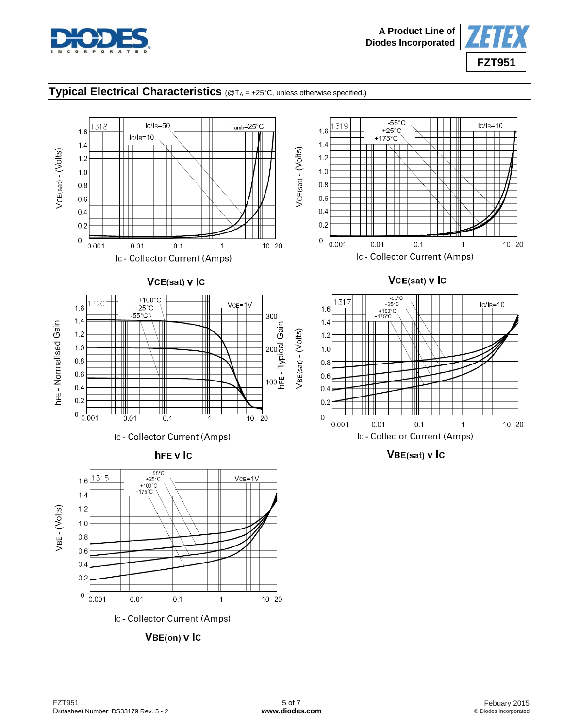## Typical Electrical Characteristics (@$T_A$ = +25°C, unless otherwise specified.)

**$V_{CE(sat)}$ v $I_C$**

**$V_{CE(sat)}$ v $I_C$**

**$h_{FE}$ v $I_C$**

**$V_{BE(sat)}$ v $I_C$**

**$V_{BE(on)}$ v $I_C$**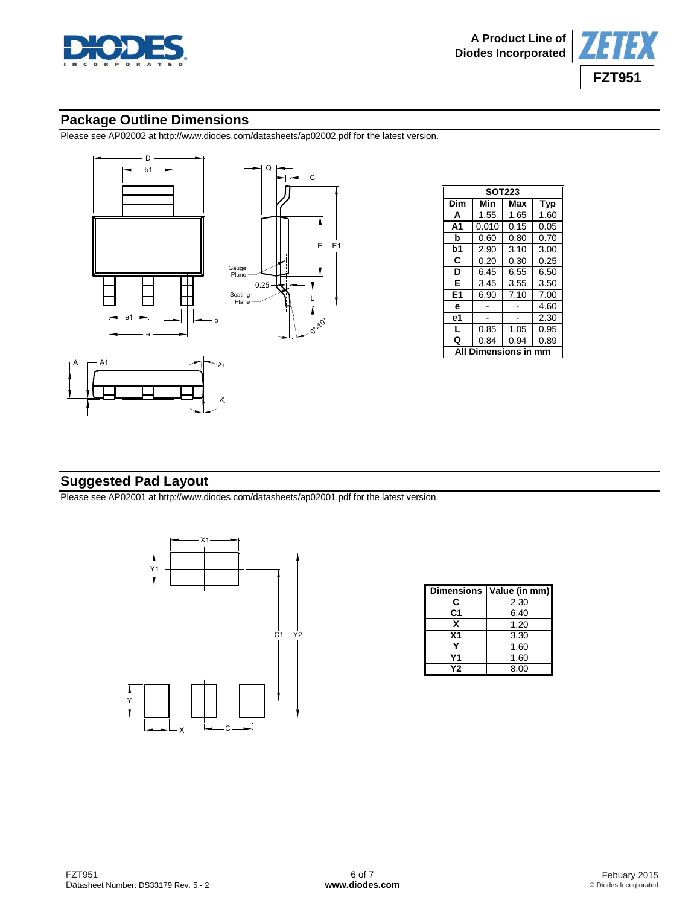## Package Outline Dimensions

Please see AP02002 at http://www.diodes.com/datasheets/ap02002.pdf for the latest version.

| SOT223 | | | |
|---|---|---|---|
| Dim | Min | Max | Typ |
| A | 1.55 | 1.65 | 1.60 |
| A1 | 0.010 | 0.15 | 0.05 |
| b | 0.60 | 0.80 | 0.70 |
| b1 | 2.90 | 3.10 | 3.00 |
| C | 0.20 | 0.30 | 0.25 |
| D | 6.45 | 6.55 | 6.50 |
| E | 3.45 | 3.55 | 3.50 |
| E1 | 6.90 | 7.10 | 7.00 |
| e | - | - | 4.60 |
| e1 | - | - | 2.30 |
| L | 0.85 | 1.05 | 0.95 |
| Q | 0.84 | 0.94 | 0.89 |
| All Dimensions in mm | | | |

## Suggested Pad Layout

Please see AP02001 at http://www.diodes.com/datasheets/ap02001.pdf for the latest version.

| Dimensions | Value (in mm) |
|---|---|
| C | 2.30 |
| C1 | 6.40 |
| X | 1.20 |
| X1 | 3.30 |
| Y | 1.60 |
| Y1 | 1.60 |
| Y2 | 8.00 |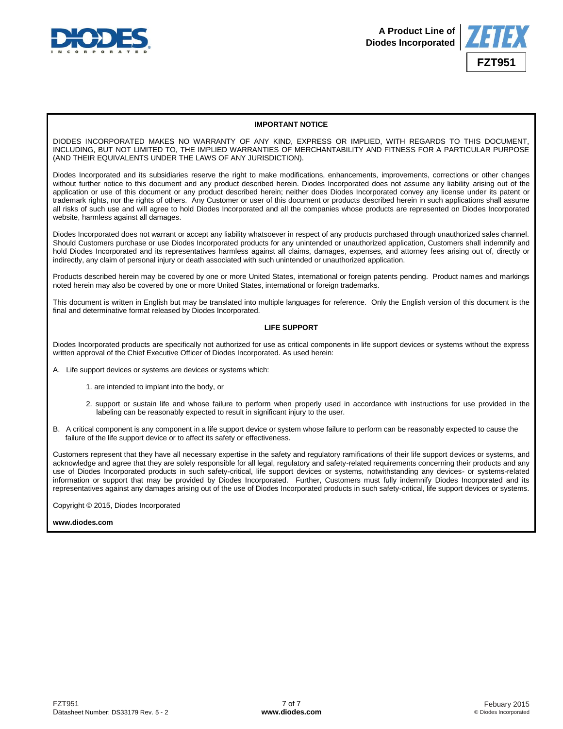## IMPORTANT NOTICE

DIODES INCORPORATED MAKES NO WARRANTY OF ANY KIND, EXPRESS OR IMPLIED, WITH REGARDS TO THIS DOCUMENT, INCLUDING, BUT NOT LIMITED TO, THE IMPLIED WARRANTIES OF MERCHANTABILITY AND FITNESS FOR A PARTICULAR PURPOSE (AND THEIR EQUIVALENTS UNDER THE LAWS OF ANY JURISDICTION).

Diodes Incorporated and its subsidiaries reserve the right to make modifications, enhancements, improvements, corrections or other changes without further notice to this document and any product described herein. Diodes Incorporated does not assume any liability arising out of the application or use of this document or any product described herein; neither does Diodes Incorporated convey any license under its patent or trademark rights, nor the rights of others. Any Customer or user of this document or products described herein in such applications shall assume all risks of such use and will agree to hold Diodes Incorporated and all the companies whose products are represented on Diodes Incorporated website, harmless against all damages.

Diodes Incorporated does not warrant or accept any liability whatsoever in respect of any products purchased through unauthorized sales channel. Should Customers purchase or use Diodes Incorporated products for any unintended or unauthorized application, Customers shall indemnify and hold Diodes Incorporated and its representatives harmless against all claims, damages, expenses, and attorney fees arising out of, directly or indirectly, any claim of personal injury or death associated with such unintended or unauthorized application.

Products described herein may be covered by one or more United States, international or foreign patents pending. Product names and markings noted herein may also be covered by one or more United States, international or foreign trademarks.

This document is written in English but may be translated into multiple languages for reference. Only the English version of this document is the final and determinative format released by Diodes Incorporated.

## LIFE SUPPORT

Diodes Incorporated products are specifically not authorized for use as critical components in life support devices or systems without the express written approval of the Chief Executive Officer of Diodes Incorporated. As used herein:

A. Life support devices or systems are devices or systems which:

1. are intended to implant into the body, or
2. support or sustain life and whose failure to perform when properly used in accordance with instructions for use provided in the labeling can be reasonably expected to result in significant injury to the user.

B. A critical component is any component in a life support device or system whose failure to perform can be reasonably expected to cause the failure of the life support device or to affect its safety or effectiveness.

Customers represent that they have all necessary expertise in the safety and regulatory ramifications of their life support devices or systems, and acknowledge and agree that they are solely responsible for all legal, regulatory and safety-related requirements concerning their products and any use of Diodes Incorporated products in such safety-critical, life support devices or systems, notwithstanding any devices- or systems-related information or support that may be provided by Diodes Incorporated. Further, Customers must fully indemnify Diodes Incorporated and its representatives against any damages arising out of the use of Diodes Incorporated products in such safety-critical, life support devices or systems.

Copyright © 2015, Diodes Incorporated

**www.diodes.com**